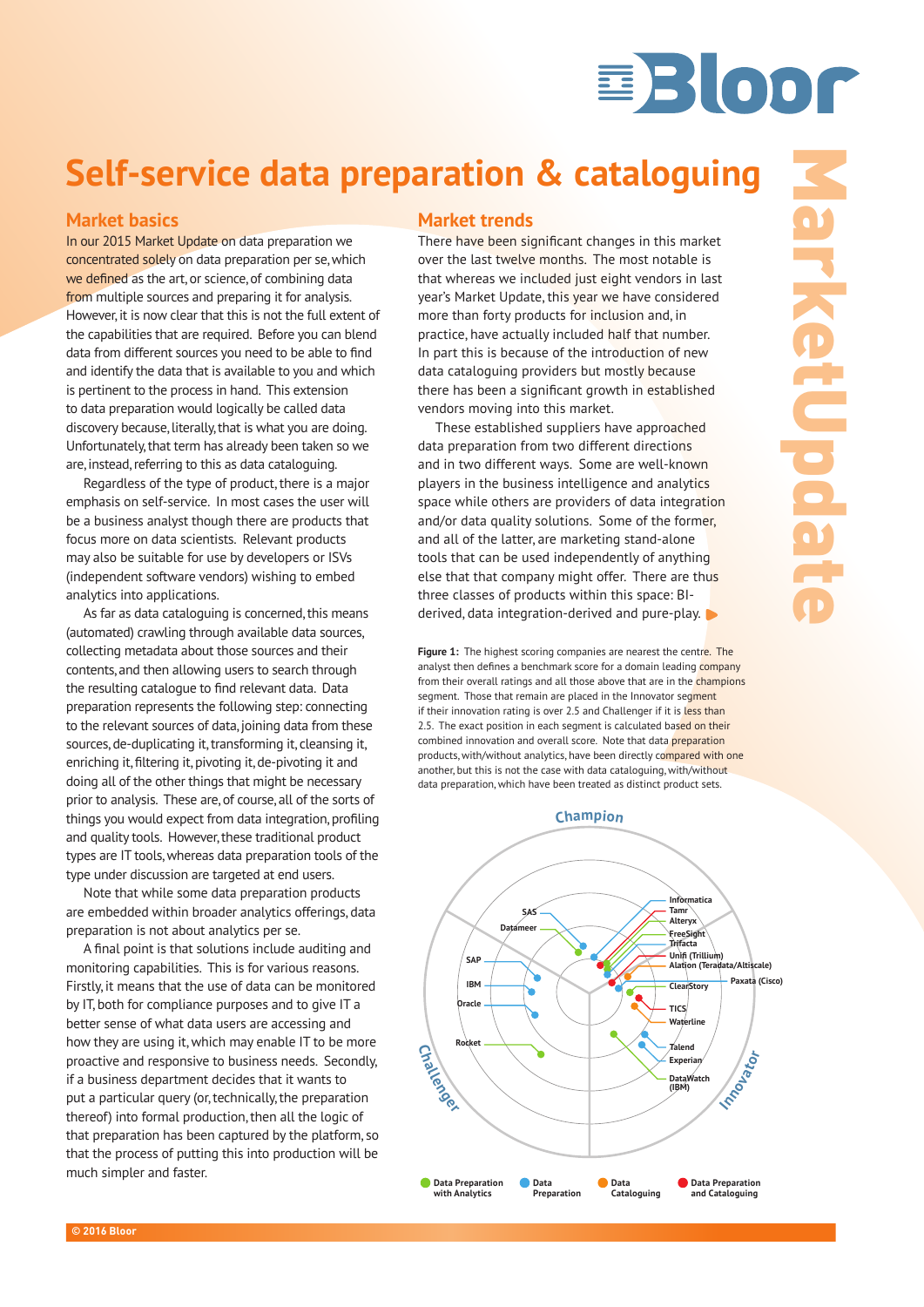# Self-service data preparation & cataloguing

## Market basics

In our 2015 Market Update on data preparation we concentrated solely on data preparation per se, which we defined as the art, or science, of combining data from multiple sources and preparing it for analysis. However, it is now clear that this is not the full extent of the capabilities that are required. Before you can blend data from different sources you need to be able to find and identify the data that is available to you and which is pertinent to the process in hand. This extension to data preparation would logically be called data discovery because, literally, that is what you are doing. Unfortunately, that term has already been taken so we are, instead, referring to this as data cataloguing.

Regardless of the type of product, there is a major emphasis on self-service. In most cases the user will be a business analyst though there are products that focus more on data scientists. Relevant products may also be suitable for use by developers or ISVs (independent software vendors) wishing to embed analytics into applications.

As far as data cataloguing is concerned, this means (automated) crawling through available data sources, collecting metadata about those sources and their contents, and then allowing users to search through the resulting catalogue to find relevant data. Data preparation represents the following step: connecting to the relevant sources of data, joining data from these sources, de-duplicating it, transforming it, cleansing it, enriching it, filtering it, pivoting it, de-pivoting it and doing all of the other things that might be necessary prior to analysis. These are, of course, all of the sorts of things you would expect from data integration, profiling and quality tools. However, these traditional product types are IT tools, whereas data preparation tools of the type under discussion are targeted at end users.

Note that while some data preparation products are embedded within broader analytics offerings, data preparation is not about analytics per se.

A final point is that solutions include auditing and monitoring capabilities. This is for various reasons. Firstly, it means that the use of data can be monitored by IT, both for compliance purposes and to give IT a better sense of what data users are accessing and how they are using it, which may enable IT to be more proactive and responsive to business needs. Secondly, if a business department decides that it wants to put a particular query (or, technically, the preparation thereof) into formal production, then all the logic of that preparation has been captured by the platform, so that the process of putting this into production will be much simpler and faster.

## Market trends

There have been significant changes in this market over the last twelve months. The most notable is that whereas we included just eight vendors in last year's Market Update, this year we have considered more than forty products for inclusion and, in practice, have actually included half that number. In part this is because of the introduction of new data cataloguing providers but mostly because there has been a significant growth in established vendors moving into this market.

These established suppliers have approached data preparation from two different directions and in two different ways. Some are well-known players in the business intelligence and analytics space while others are providers of data integration and/or data quality solutions. Some of the former, and all of the latter, are marketing stand-alone tools that can be used independently of anything else that that company might offer. There are thus three classes of products within this space: BI-derived, data integration-derived and pure-play.

**Figure 1:** The highest scoring companies are nearest the centre. The analyst then defines a benchmark score for a domain leading company from their overall ratings and all those above that are in the champions segment. Those that remain are placed in the Innovator segment if their innovation rating is over 2.5 and Challenger if it is less than 2.5. The exact position in each segment is calculated based on their combined innovation and overall score. Note that data preparation products, with/without analytics, have been directly compared with one another, but this is not the case with data cataloguing, with/without data preparation, which have been treated as distinct product sets.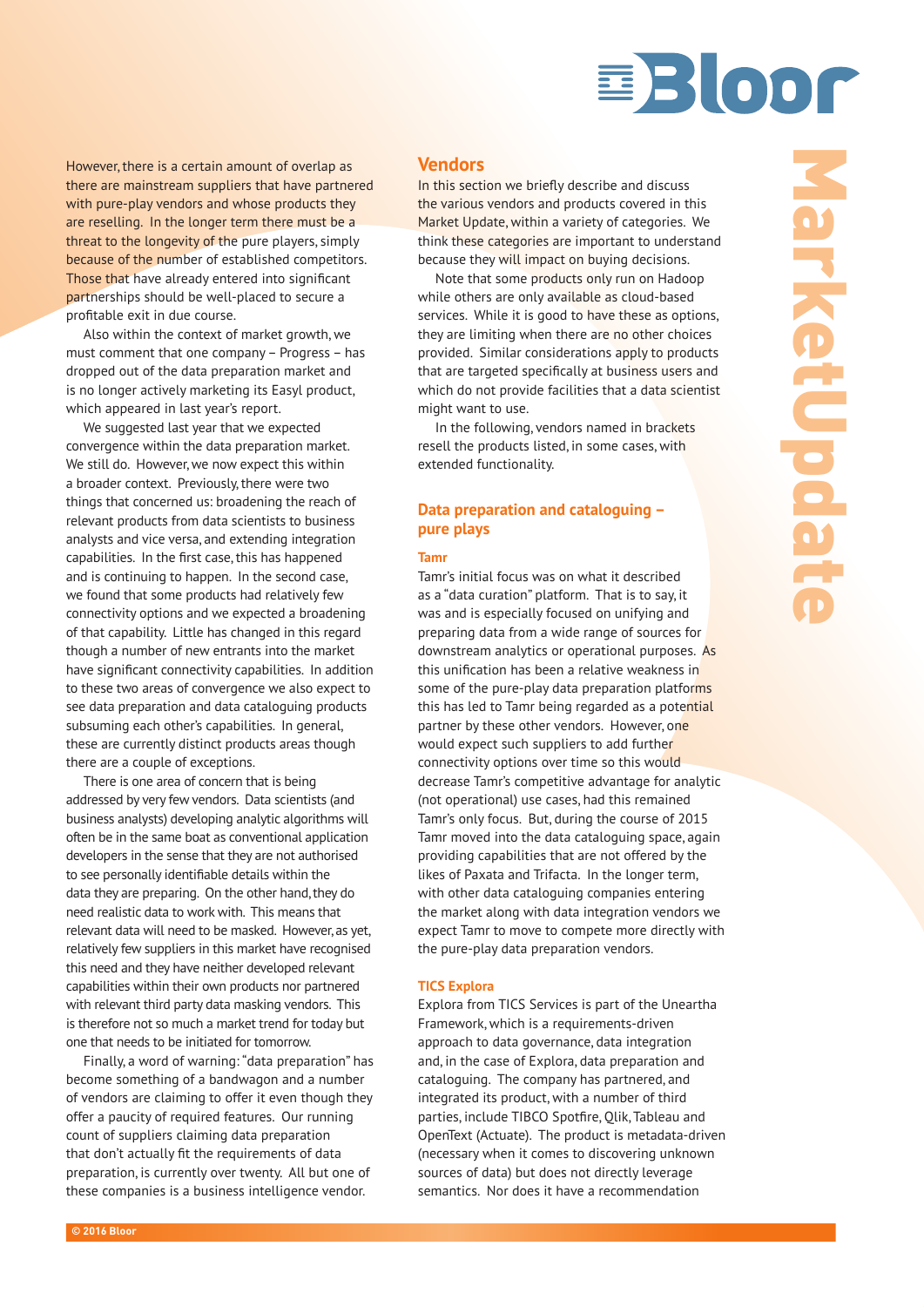However, there is a certain amount of overlap as there are mainstream suppliers that have partnered with pure-play vendors and whose products they are reselling. In the longer term there must be a threat to the longevity of the pure players, simply because of the number of established competitors. Those that have already entered into significant partnerships should be well-placed to secure a profitable exit in due course.

Also within the context of market growth, we must comment that one company – Progress – has dropped out of the data preparation market and is no longer actively marketing its Easyl product, which appeared in last year's report.

We suggested last year that we expected convergence within the data preparation market. We still do. However, we now expect this within a broader context. Previously, there were two things that concerned us: broadening the reach of relevant products from data scientists to business analysts and vice versa, and extending integration capabilities. In the first case, this has happened and is continuing to happen. In the second case, we found that some products had relatively few connectivity options and we expected a broadening of that capability. Little has changed in this regard though a number of new entrants into the market have significant connectivity capabilities. In addition to these two areas of convergence we also expect to see data preparation and data cataloguing products subsuming each other's capabilities. In general, these are currently distinct products areas though there are a couple of exceptions.

There is one area of concern that is being addressed by very few vendors. Data scientists (and business analysts) developing analytic algorithms will often be in the same boat as conventional application developers in the sense that they are not authorised to see personally identifiable details within the data they are preparing. On the other hand, they do need realistic data to work with. This means that relevant data will need to be masked. However, as yet, relatively few suppliers in this market have recognised this need and they have neither developed relevant capabilities within their own products nor partnered with relevant third party data masking vendors. This is therefore not so much a market trend for today but one that needs to be initiated for tomorrow.

Finally, a word of warning: "data preparation" has become something of a bandwagon and a number of vendors are claiming to offer it even though they offer a paucity of required features. Our running count of suppliers claiming data preparation that don't actually fit the requirements of data preparation, is currently over twenty. All but one of these companies is a business intelligence vendor.

## Vendors

In this section we briefly describe and discuss the various vendors and products covered in this Market Update, within a variety of categories. We think these categories are important to understand because they will impact on buying decisions.

Note that some products only run on Hadoop while others are only available as cloud-based services. While it is good to have these as options, they are limiting when there are no other choices provided. Similar considerations apply to products that are targeted specifically at business users and which do not provide facilities that a data scientist might want to use.

In the following, vendors named in brackets resell the products listed, in some cases, with extended functionality.

### Data preparation and cataloguing – pure plays

#### Tamr

Tamr's initial focus was on what it described as a "data curation" platform. That is to say, it was and is especially focused on unifying and preparing data from a wide range of sources for downstream analytics or operational purposes. As this unification has been a relative weakness in some of the pure-play data preparation platforms this has led to Tamr being regarded as a potential partner by these other vendors. However, one would expect such suppliers to add further connectivity options over time so this would decrease Tamr's competitive advantage for analytic (not operational) use cases, had this remained Tamr's only focus. But, during the course of 2015 Tamr moved into the data cataloguing space, again providing capabilities that are not offered by the likes of Paxata and Trifacta. In the longer term, with other data cataloguing companies entering the market along with data integration vendors we expect Tamr to move to compete more directly with the pure-play data preparation vendors.

#### TICS Explora

Explora from TICS Services is part of the Uneartha Framework, which is a requirements-driven approach to data governance, data integration and, in the case of Explora, data preparation and cataloguing. The company has partnered, and integrated its product, with a number of third parties, include TIBCO Spotfire, Qlik, Tableau and OpenText (Actuate). The product is metadata-driven (necessary when it comes to discovering unknown sources of data) but does not directly leverage semantics. Nor does it have a recommendation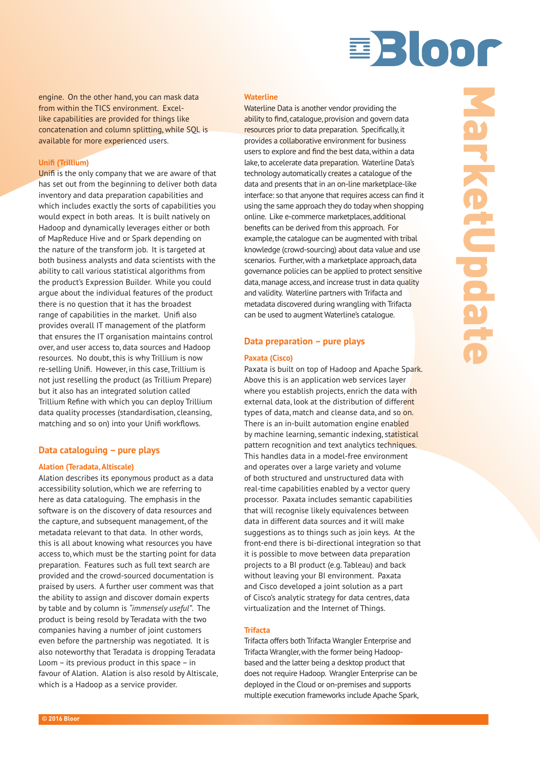engine. On the other hand, you can mask data from within the TICS environment. Excel-like capabilities are provided for things like concatenation and column splitting, while SQL is available for more experienced users.

### Unifi (Trillium)

Unifi is the only company that we are aware of that has set out from the beginning to deliver both data inventory and data preparation capabilities and which includes exactly the sorts of capabilities you would expect in both areas. It is built natively on Hadoop and dynamically leverages either or both of MapReduce Hive and or Spark depending on the nature of the transform job. It is targeted at both business analysts and data scientists with the ability to call various statistical algorithms from the product's Expression Builder. While you could argue about the individual features of the product there is no question that it has the broadest range of capabilities in the market. Unifi also provides overall IT management of the platform that ensures the IT organisation maintains control over, and user access to, data sources and Hadoop resources. No doubt, this is why Trillium is now re-selling Unifi. However, in this case, Trillium is not just reselling the product (as Trillium Prepare) but it also has an integrated solution called Trillium Refine with which you can deploy Trillium data quality processes (standardisation, cleansing, matching and so on) into your Unifi workflows.

## Data cataloguing – pure plays

### Alation (Teradata, Altiscale)

Alation describes its eponymous product as a data accessibility solution, which we are referring to here as data cataloguing. The emphasis in the software is on the discovery of data resources and the capture, and subsequent management, of the metadata relevant to that data. In other words, this is all about knowing what resources you have access to, which must be the starting point for data preparation. Features such as full text search are provided and the crowd-sourced documentation is praised by users. A further user comment was that the ability to assign and discover domain experts by table and by column is *"immensely useful"*. The product is being resold by Teradata with the two companies having a number of joint customers even before the partnership was negotiated. It is also noteworthy that Teradata is dropping Teradata Loom – its previous product in this space – in favour of Alation. Alation is also resold by Altiscale, which is a Hadoop as a service provider.

### Waterline

Waterline Data is another vendor providing the ability to find, catalogue, provision and govern data resources prior to data preparation. Specifically, it provides a collaborative environment for business users to explore and find the best data, within a data lake, to accelerate data preparation. Waterline Data's technology automatically creates a catalogue of the data and presents that in an on-line marketplace-like interface: so that anyone that requires access can find it using the same approach they do today when shopping online. Like e-commerce marketplaces, additional benefits can be derived from this approach. For example, the catalogue can be augmented with tribal knowledge (crowd-sourcing) about data value and use scenarios. Further, with a marketplace approach, data governance policies can be applied to protect sensitive data, manage access, and increase trust in data quality and validity. Waterline partners with Trifacta and metadata discovered during wrangling with Trifacta can be used to augment Waterline's catalogue.

## Data preparation – pure plays

### Paxata (Cisco)

Paxata is built on top of Hadoop and Apache Spark. Above this is an application web services layer where you establish projects, enrich the data with external data, look at the distribution of different types of data, match and cleanse data, and so on. There is an in-built automation engine enabled by machine learning, semantic indexing, statistical pattern recognition and text analytics techniques. This handles data in a model-free environment and operates over a large variety and volume of both structured and unstructured data with real-time capabilities enabled by a vector query processor. Paxata includes semantic capabilities that will recognise likely equivalences between data in different data sources and it will make suggestions as to things such as join keys. At the front-end there is bi-directional integration so that it is possible to move between data preparation projects to a BI product (e.g. Tableau) and back without leaving your BI environment. Paxata and Cisco developed a joint solution as a part of Cisco's analytic strategy for data centres, data virtualization and the Internet of Things.

### Trifacta

Trifacta offers both Trifacta Wrangler Enterprise and Trifacta Wrangler, with the former being Hadoop-based and the latter being a desktop product that does not require Hadoop. Wrangler Enterprise can be deployed in the Cloud or on-premises and supports multiple execution frameworks include Apache Spark,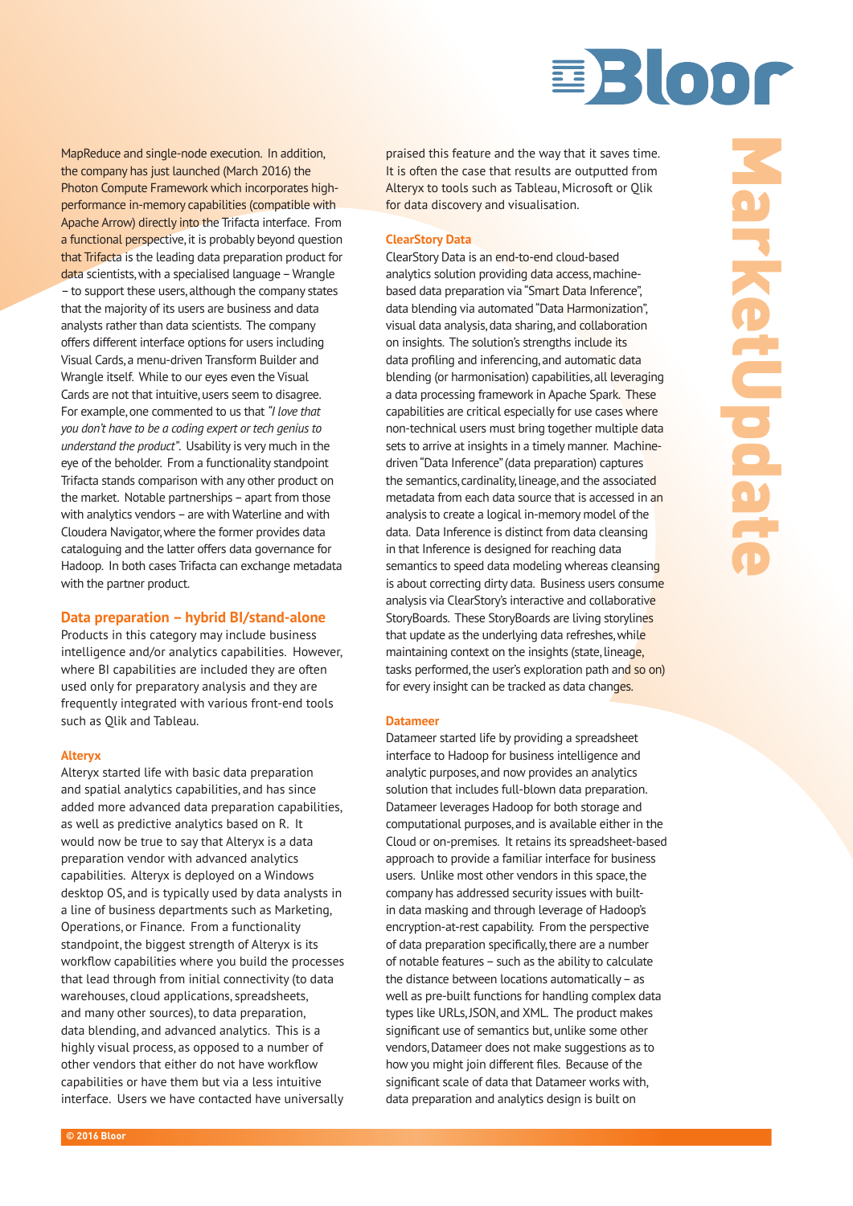MapReduce and single-node execution. In addition, the company has just launched (March 2016) the Photon Compute Framework which incorporates high-performance in-memory capabilities (compatible with Apache Arrow) directly into the Trifacta interface. From a functional perspective, it is probably beyond question that Trifacta is the leading data preparation product for data scientists, with a specialised language – Wrangle – to support these users, although the company states that the majority of its users are business and data analysts rather than data scientists. The company offers different interface options for users including Visual Cards, a menu-driven Transform Builder and Wrangle itself. While to our eyes even the Visual Cards are not that intuitive, users seem to disagree. For example, one commented to us that *"I love that you don't have to be a coding expert or tech genius to understand the product"*. Usability is very much in the eye of the beholder. From a functionality standpoint Trifacta stands comparison with any other product on the market. Notable partnerships – apart from those with analytics vendors – are with Waterline and with Cloudera Navigator, where the former provides data cataloguing and the latter offers data governance for Hadoop. In both cases Trifacta can exchange metadata with the partner product.

## Data preparation – hybrid BI/stand-alone

Products in this category may include business intelligence and/or analytics capabilities. However, where BI capabilities are included they are often used only for preparatory analysis and they are frequently integrated with various front-end tools such as Qlik and Tableau.

### Alteryx

Alteryx started life with basic data preparation and spatial analytics capabilities, and has since added more advanced data preparation capabilities, as well as predictive analytics based on R. It would now be true to say that Alteryx is a data preparation vendor with advanced analytics capabilities. Alteryx is deployed on a Windows desktop OS, and is typically used by data analysts in a line of business departments such as Marketing, Operations, or Finance. From a functionality standpoint, the biggest strength of Alteryx is its workflow capabilities where you build the processes that lead through from initial connectivity (to data warehouses, cloud applications, spreadsheets, and many other sources), to data preparation, data blending, and advanced analytics. This is a highly visual process, as opposed to a number of other vendors that either do not have workflow capabilities or have them but via a less intuitive interface. Users we have contacted have universally praised this feature and the way that it saves time. It is often the case that results are outputted from Alteryx to tools such as Tableau, Microsoft or Qlik for data discovery and visualisation.

### ClearStory Data

ClearStory Data is an end-to-end cloud-based analytics solution providing data access, machine-based data preparation via "Smart Data Inference", data blending via automated "Data Harmonization", visual data analysis, data sharing, and collaboration on insights. The solution's strengths include its data profiling and inferencing, and automatic data blending (or harmonisation) capabilities, all leveraging a data processing framework in Apache Spark. These capabilities are critical especially for use cases where non-technical users must bring together multiple data sets to arrive at insights in a timely manner. Machine-driven "Data Inference" (data preparation) captures the semantics, cardinality, lineage, and the associated metadata from each data source that is accessed in an analysis to create a logical in-memory model of the data. Data Inference is distinct from data cleansing in that Inference is designed for reaching data semantics to speed data modeling whereas cleansing is about correcting dirty data. Business users consume analysis via ClearStory's interactive and collaborative StoryBoards. These StoryBoards are living storylines that update as the underlying data refreshes, while maintaining context on the insights (state, lineage, tasks performed, the user's exploration path and so on) for every insight can be tracked as data changes.

### Datameer

Datameer started life by providing a spreadsheet interface to Hadoop for business intelligence and analytic purposes, and now provides an analytics solution that includes full-blown data preparation. Datameer leverages Hadoop for both storage and computational purposes, and is available either in the Cloud or on-premises. It retains its spreadsheet-based approach to provide a familiar interface for business users. Unlike most other vendors in this space, the company has addressed security issues with built-in data masking and through leverage of Hadoop's encryption-at-rest capability. From the perspective of data preparation specifically, there are a number of notable features – such as the ability to calculate the distance between locations automatically – as well as pre-built functions for handling complex data types like URLs, JSON, and XML. The product makes significant use of semantics but, unlike some other vendors, Datameer does not make suggestions as to how you might join different files. Because of the significant scale of data that Datameer works with, data preparation and analytics design is built on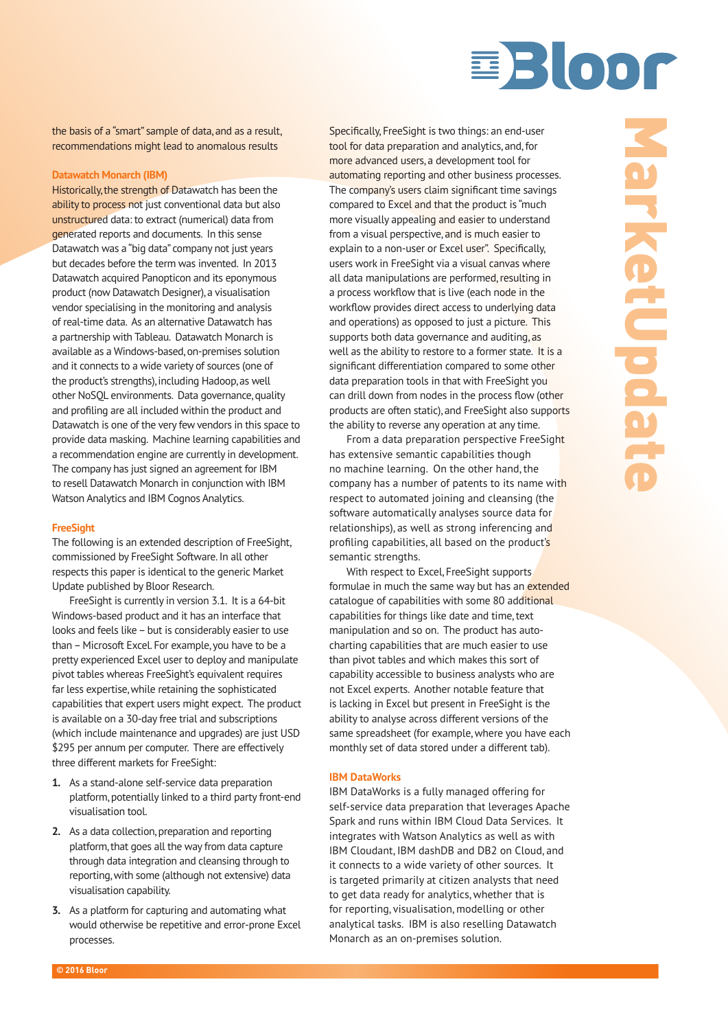the basis of a "smart" sample of data, and as a result, recommendations might lead to anomalous results

### Datawatch Monarch (IBM)

Historically, the strength of Datawatch has been the ability to process not just conventional data but also unstructured data: to extract (numerical) data from generated reports and documents. In this sense Datawatch was a "big data" company not just years but decades before the term was invented. In 2013 Datawatch acquired Panopticon and its eponymous product (now Datawatch Designer), a visualisation vendor specialising in the monitoring and analysis of real-time data. As an alternative Datawatch has a partnership with Tableau. Datawatch Monarch is available as a Windows-based, on-premises solution and it connects to a wide variety of sources (one of the product's strengths), including Hadoop, as well other NoSQL environments. Data governance, quality and profiling are all included within the product and Datawatch is one of the very few vendors in this space to provide data masking. Machine learning capabilities and a recommendation engine are currently in development. The company has just signed an agreement for IBM to resell Datawatch Monarch in conjunction with IBM Watson Analytics and IBM Cognos Analytics.

### FreeSight

The following is an extended description of FreeSight, commissioned by FreeSight Software. In all other respects this paper is identical to the generic Market Update published by Bloor Research.

FreeSight is currently in version 3.1. It is a 64-bit Windows-based product and it has an interface that looks and feels like – but is considerably easier to use than – Microsoft Excel. For example, you have to be a pretty experienced Excel user to deploy and manipulate pivot tables whereas FreeSight's equivalent requires far less expertise, while retaining the sophisticated capabilities that expert users might expect. The product is available on a 30-day free trial and subscriptions (which include maintenance and upgrades) are just USD $295 per annum per computer. There are effectively three different markets for FreeSight:

1. As a stand-alone self-service data preparation platform, potentially linked to a third party front-end visualisation tool.
2. As a data collection, preparation and reporting platform, that goes all the way from data capture through data integration and cleansing through to reporting, with some (although not extensive) data visualisation capability.
3. As a platform for capturing and automating what would otherwise be repetitive and error-prone Excel processes.

Specifically, FreeSight is two things: an end-user tool for data preparation and analytics, and, for more advanced users, a development tool for automating reporting and other business processes. The company's users claim significant time savings compared to Excel and that the product is "much more visually appealing and easier to understand from a visual perspective, and is much easier to explain to a non-user or Excel user". Specifically, users work in FreeSight via a visual canvas where all data manipulations are performed, resulting in a process workflow that is live (each node in the workflow provides direct access to underlying data and operations) as opposed to just a picture. This supports both data governance and auditing, as well as the ability to restore to a former state. It is a significant differentiation compared to some other data preparation tools in that with FreeSight you can drill down from nodes in the process flow (other products are often static), and FreeSight also supports the ability to reverse any operation at any time.

From a data preparation perspective FreeSight has extensive semantic capabilities though no machine learning. On the other hand, the company has a number of patents to its name with respect to automated joining and cleansing (the software automatically analyses source data for relationships), as well as strong inferencing and profiling capabilities, all based on the product's semantic strengths.

With respect to Excel, FreeSight supports formulae in much the same way but has an extended catalogue of capabilities with some 80 additional capabilities for things like date and time, text manipulation and so on. The product has auto-charting capabilities that are much easier to use than pivot tables and which makes this sort of capability accessible to business analysts who are not Excel experts. Another notable feature that is lacking in Excel but present in FreeSight is the ability to analyse across different versions of the same spreadsheet (for example, where you have each monthly set of data stored under a different tab).

### IBM DataWorks

IBM DataWorks is a fully managed offering for self-service data preparation that leverages Apache Spark and runs within IBM Cloud Data Services. It integrates with Watson Analytics as well as with IBM Cloudant, IBM dashDB and DB2 on Cloud, and it connects to a wide variety of other sources. It is targeted primarily at citizen analysts that need to get data ready for analytics, whether that is for reporting, visualisation, modelling or other analytical tasks. IBM is also reselling Datawatch Monarch as an on-premises solution.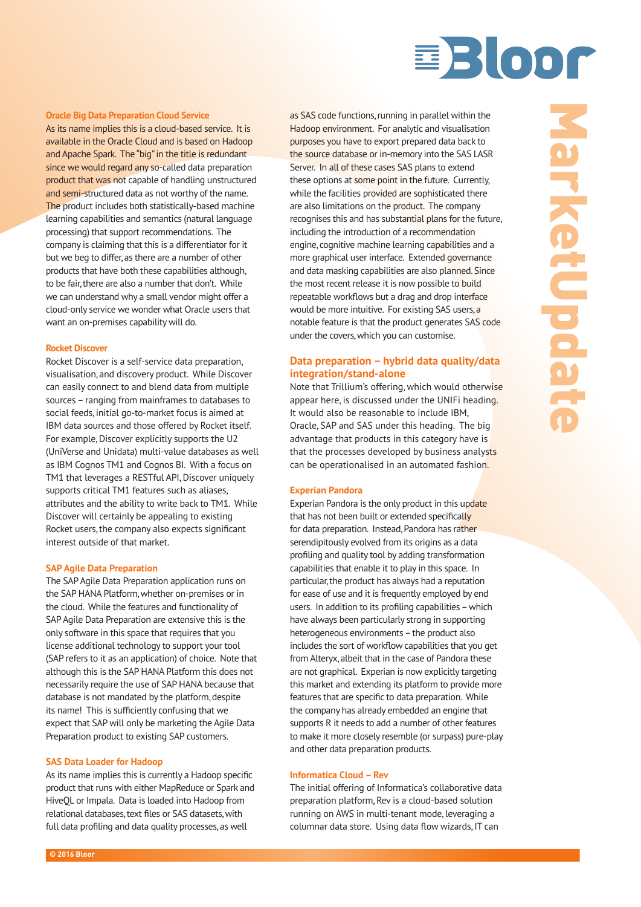### Oracle Big Data Preparation Cloud Service

As its name implies this is a cloud-based service. It is available in the Oracle Cloud and is based on Hadoop and Apache Spark. The "big" in the title is redundant since we would regard any so-called data preparation product that was not capable of handling unstructured and semi-structured data as not worthy of the name. The product includes both statistically-based machine learning capabilities and semantics (natural language processing) that support recommendations. The company is claiming that this is a differentiator for it but we beg to differ, as there are a number of other products that have both these capabilities although, to be fair, there are also a number that don't. While we can understand why a small vendor might offer a cloud-only service we wonder what Oracle users that want an on-premises capability will do.

### Rocket Discover

Rocket Discover is a self-service data preparation, visualisation, and discovery product. While Discover can easily connect to and blend data from multiple sources – ranging from mainframes to databases to social feeds, initial go-to-market focus is aimed at IBM data sources and those offered by Rocket itself. For example, Discover explicitly supports the U2 (UniVerse and Unidata) multi-value databases as well as IBM Cognos TM1 and Cognos BI. With a focus on TM1 that leverages a RESTful API, Discover uniquely supports critical TM1 features such as aliases, attributes and the ability to write back to TM1. While Discover will certainly be appealing to existing Rocket users, the company also expects significant interest outside of that market.

### SAP Agile Data Preparation

The SAP Agile Data Preparation application runs on the SAP HANA Platform, whether on-premises or in the cloud. While the features and functionality of SAP Agile Data Preparation are extensive this is the only software in this space that requires that you license additional technology to support your tool (SAP refers to it as an application) of choice. Note that although this is the SAP HANA Platform this does not necessarily require the use of SAP HANA because that database is not mandated by the platform, despite its name! This is sufficiently confusing that we expect that SAP will only be marketing the Agile Data Preparation product to existing SAP customers.

### SAS Data Loader for Hadoop

As its name implies this is currently a Hadoop specific product that runs with either MapReduce or Spark and HiveQL or Impala. Data is loaded into Hadoop from relational databases, text files or SAS datasets, with full data profiling and data quality processes, as well as SAS code functions, running in parallel within the Hadoop environment. For analytic and visualisation purposes you have to export prepared data back to the source database or in-memory into the SAS LASR Server. In all of these cases SAS plans to extend these options at some point in the future. Currently, while the facilities provided are sophisticated there are also limitations on the product. The company recognises this and has substantial plans for the future, including the introduction of a recommendation engine, cognitive machine learning capabilities and a more graphical user interface. Extended governance and data masking capabilities are also planned. Since the most recent release it is now possible to build repeatable workflows but a drag and drop interface would be more intuitive. For existing SAS users, a notable feature is that the product generates SAS code under the covers, which you can customise.

## Data preparation – hybrid data quality/data integration/stand-alone

Note that Trillium's offering, which would otherwise appear here, is discussed under the UNIFi heading. It would also be reasonable to include IBM, Oracle, SAP and SAS under this heading. The big advantage that products in this category have is that the processes developed by business analysts can be operationalised in an automated fashion.

### Experian Pandora

Experian Pandora is the only product in this update that has not been built or extended specifically for data preparation. Instead, Pandora has rather serendipitously evolved from its origins as a data profiling and quality tool by adding transformation capabilities that enable it to play in this space. In particular, the product has always had a reputation for ease of use and it is frequently employed by end users. In addition to its profiling capabilities – which have always been particularly strong in supporting heterogeneous environments – the product also includes the sort of workflow capabilities that you get from Alteryx, albeit that in the case of Pandora these are not graphical. Experian is now explicitly targeting this market and extending its platform to provide more features that are specific to data preparation. While the company has already embedded an engine that supports R it needs to add a number of other features to make it more closely resemble (or surpass) pure-play and other data preparation products.

### Informatica Cloud – Rev

The initial offering of Informatica's collaborative data preparation platform, Rev is a cloud-based solution running on AWS in multi-tenant mode, leveraging a columnar data store. Using data flow wizards, IT can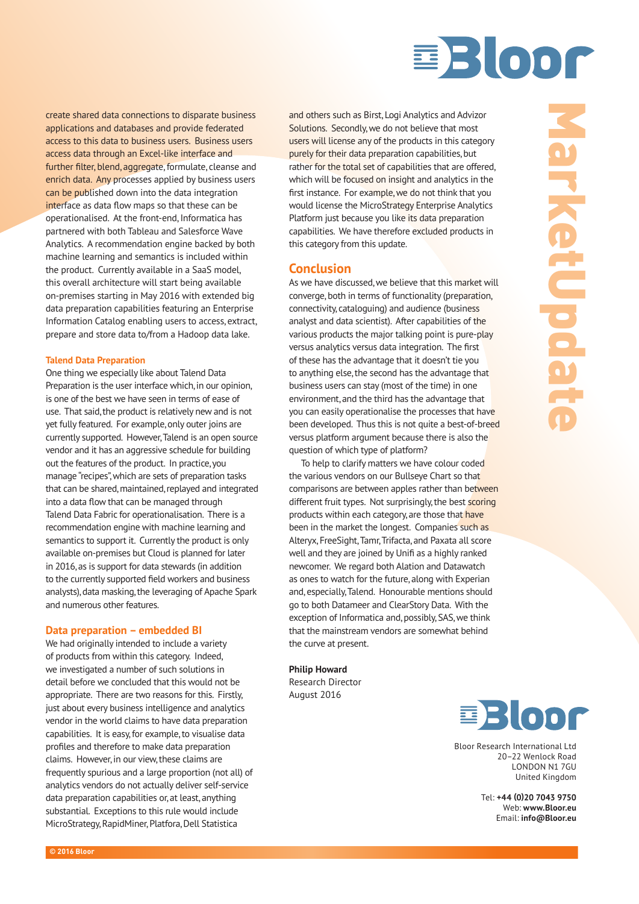create shared data connections to disparate business applications and databases and provide federated access to this data to business users. Business users access data through an Excel-like interface and further filter, blend, aggregate, formulate, cleanse and enrich data. Any processes applied by business users can be published down into the data integration interface as data flow maps so that these can be operationalised. At the front-end, Informatica has partnered with both Tableau and Salesforce Wave Analytics. A recommendation engine backed by both machine learning and semantics is included within the product. Currently available in a SaaS model, this overall architecture will start being available on-premises starting in May 2016 with extended big data preparation capabilities featuring an Enterprise Information Catalog enabling users to access, extract, prepare and store data to/from a Hadoop data lake.

### Talend Data Preparation

One thing we especially like about Talend Data Preparation is the user interface which, in our opinion, is one of the best we have seen in terms of ease of use. That said, the product is relatively new and is not yet fully featured. For example, only outer joins are currently supported. However, Talend is an open source vendor and it has an aggressive schedule for building out the features of the product. In practice, you manage "recipes", which are sets of preparation tasks that can be shared, maintained, replayed and integrated into a data flow that can be managed through Talend Data Fabric for operationalisation. There is a recommendation engine with machine learning and semantics to support it. Currently the product is only available on-premises but Cloud is planned for later in 2016, as is support for data stewards (in addition to the currently supported field workers and business analysts), data masking, the leveraging of Apache Spark and numerous other features.

## Data preparation – embedded BI

We had originally intended to include a variety of products from within this category. Indeed, we investigated a number of such solutions in detail before we concluded that this would not be appropriate. There are two reasons for this. Firstly, just about every business intelligence and analytics vendor in the world claims to have data preparation capabilities. It is easy, for example, to visualise data profiles and therefore to make data preparation claims. However, in our view, these claims are frequently spurious and a large proportion (not all) of analytics vendors do not actually deliver self-service data preparation capabilities or, at least, anything substantial. Exceptions to this rule would include MicroStrategy, RapidMiner, Platfora, Dell Statistica and others such as Birst, Logi Analytics and Advizor Solutions. Secondly, we do not believe that most users will license any of the products in this category purely for their data preparation capabilities, but rather for the total set of capabilities that are offered, which will be focused on insight and analytics in the first instance. For example, we do not think that you would license the MicroStrategy Enterprise Analytics Platform just because you like its data preparation capabilities. We have therefore excluded products in this category from this update.

## Conclusion

As we have discussed, we believe that this market will converge, both in terms of functionality (preparation, connectivity, cataloguing) and audience (business analyst and data scientist). After capabilities of the various products the major talking point is pure-play versus analytics versus data integration. The first of these has the advantage that it doesn't tie you to anything else, the second has the advantage that business users can stay (most of the time) in one environment, and the third has the advantage that you can easily operationalise the processes that have been developed. Thus this is not quite a best-of-breed versus platform argument because there is also the question of which type of platform?

To help to clarify matters we have colour coded the various vendors on our Bullseye Chart so that comparisons are between apples rather than between different fruit types. Not surprisingly, the best scoring products within each category, are those that have been in the market the longest. Companies such as Alteryx, FreeSight, Tamr, Trifacta, and Paxata all score well and they are joined by Unifi as a highly ranked newcomer. We regard both Alation and Datawatch as ones to watch for the future, along with Experian and, especially, Talend. Honourable mentions should go to both Datameer and ClearStory Data. With the exception of Informatica and, possibly, SAS, we think that the mainstream vendors are somewhat behind the curve at present.

**Philip Howard**
Research Director
August 2016

Bloor Research International Ltd
20–22 Wenlock Road
LONDON N1 7GU
United Kingdom

Tel: **+44 (0)20 7043 9750**
Web: **www.Bloor.eu**
Email: **info@Bloor.eu**

© 2016 Bloor